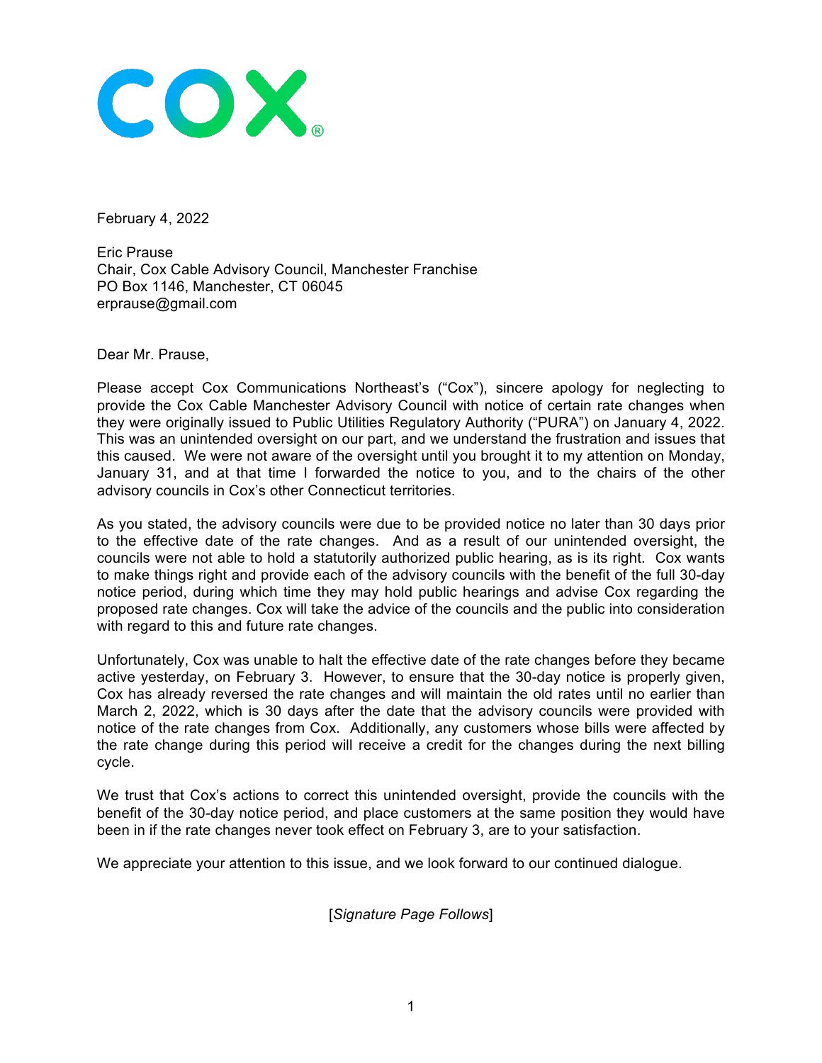COX®

February 4, 2022

Eric Prause
Chair, Cox Cable Advisory Council, Manchester Franchise
PO Box 1146, Manchester, CT 06045
erprause@gmail.com

Dear Mr. Prause,

Please accept Cox Communications Northeast's ("Cox"), sincere apology for neglecting to provide the Cox Cable Manchester Advisory Council with notice of certain rate changes when they were originally issued to Public Utilities Regulatory Authority ("PURA") on January 4, 2022. This was an unintended oversight on our part, and we understand the frustration and issues that this caused. We were not aware of the oversight until you brought it to my attention on Monday, January 31, and at that time I forwarded the notice to you, and to the chairs of the other advisory councils in Cox's other Connecticut territories.

As you stated, the advisory councils were due to be provided notice no later than 30 days prior to the effective date of the rate changes. And as a result of our unintended oversight, the councils were not able to hold a statutorily authorized public hearing, as is its right. Cox wants to make things right and provide each of the advisory councils with the benefit of the full 30-day notice period, during which time they may hold public hearings and advise Cox regarding the proposed rate changes. Cox will take the advice of the councils and the public into consideration with regard to this and future rate changes.

Unfortunately, Cox was unable to halt the effective date of the rate changes before they became active yesterday, on February 3. However, to ensure that the 30-day notice is properly given, Cox has already reversed the rate changes and will maintain the old rates until no earlier than March 2, 2022, which is 30 days after the date that the advisory councils were provided with notice of the rate changes from Cox. Additionally, any customers whose bills were affected by the rate change during this period will receive a credit for the changes during the next billing cycle.

We trust that Cox's actions to correct this unintended oversight, provide the councils with the benefit of the 30-day notice period, and place customers at the same position they would have been in if the rate changes never took effect on February 3, are to your satisfaction.

We appreciate your attention to this issue, and we look forward to our continued dialogue.

[*Signature Page Follows*]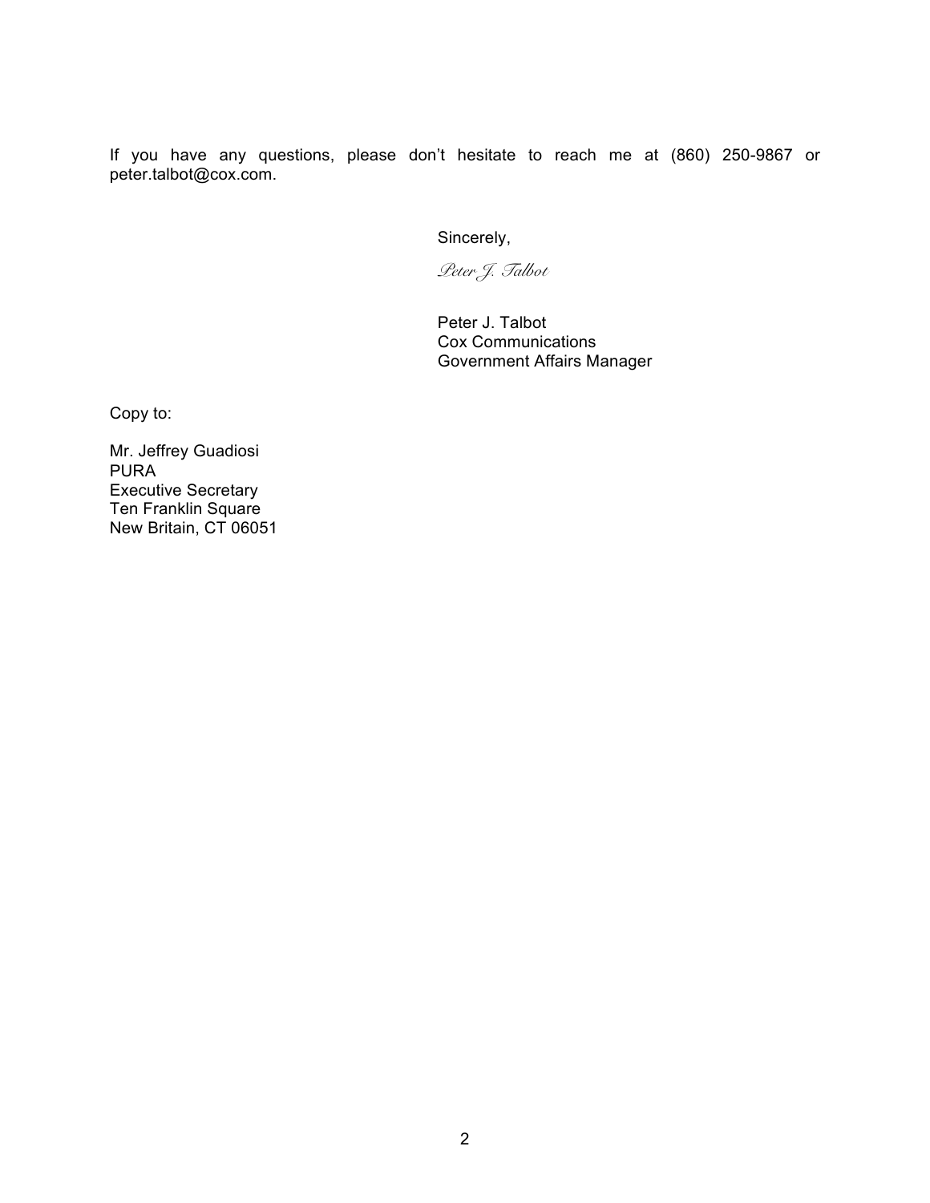If you have any questions, please don't hesitate to reach me at (860) 250-9867 or peter.talbot@cox.com.

Sincerely,

*Peter J. Talbot*

Peter J. Talbot
Cox Communications
Government Affairs Manager

Copy to:

Mr. Jeffrey Guadiosi
PURA
Executive Secretary
Ten Franklin Square
New Britain, CT 06051